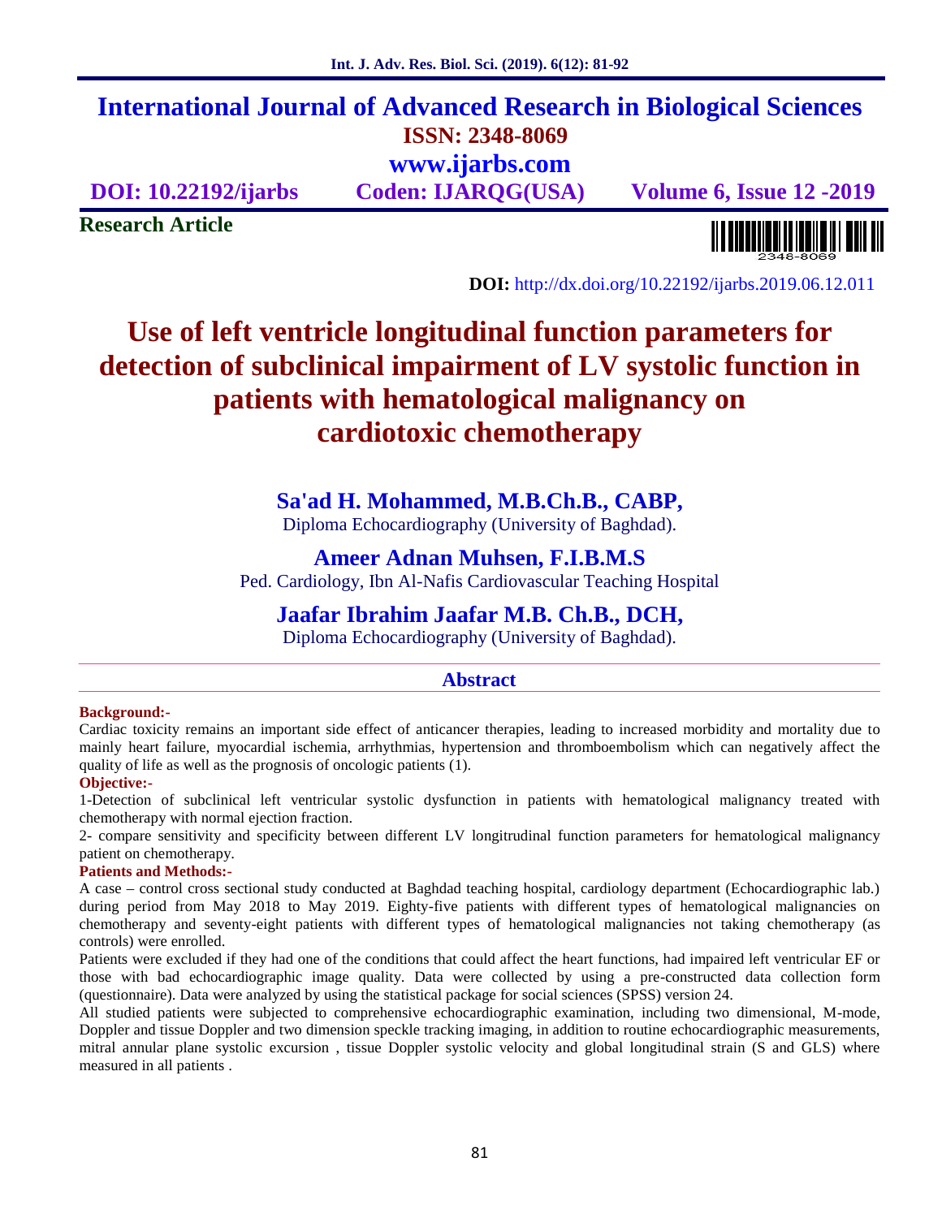# International Journal of Advanced Research in Biological Sciences

**ISSN: 2348-8069**

**www.ijarbs.com**

**DOI: 10.22192/ijarbs** **Coden: IJARQG(USA)** **Volume 6, Issue 12 -2019**

**Research Article**

**DOI:** http://dx.doi.org/10.22192/ijarbs.2019.06.12.011

# Use of left ventricle longitudinal function parameters for detection of subclinical impairment of LV systolic function in patients with hematological malignancy on cardiotoxic chemotherapy

**Sa'ad H. Mohammed, M.B.Ch.B., CABP,**
Diploma Echocardiography (University of Baghdad).

**Ameer Adnan Muhsen, F.I.B.M.S**
Ped. Cardiology, Ibn Al-Nafis Cardiovascular Teaching Hospital

**Jaafar Ibrahim Jaafar M.B. Ch.B., DCH,**
Diploma Echocardiography (University of Baghdad).

## Abstract

**Background:-**

Cardiac toxicity remains an important side effect of anticancer therapies, leading to increased morbidity and mortality due to mainly heart failure, myocardial ischemia, arrhythmias, hypertension and thromboembolism which can negatively affect the quality of life as well as the prognosis of oncologic patients (1).

**Objective:-**

1-Detection of subclinical left ventricular systolic dysfunction in patients with hematological malignancy treated with chemotherapy with normal ejection fraction.

2- compare sensitivity and specificity between different LV longitrudinal function parameters for hematological malignancy patient on chemotherapy.

**Patients and Methods:-**

A case – control cross sectional study conducted at Baghdad teaching hospital, cardiology department (Echocardiographic lab.) during period from May 2018 to May 2019. Eighty-five patients with different types of hematological malignancies on chemotherapy and seventy-eight patients with different types of hematological malignancies not taking chemotherapy (as controls) were enrolled.

Patients were excluded if they had one of the conditions that could affect the heart functions, had impaired left ventricular EF or those with bad echocardiographic image quality. Data were collected by using a pre-constructed data collection form (questionnaire). Data were analyzed by using the statistical package for social sciences (SPSS) version 24.

All studied patients were subjected to comprehensive echocardiographic examination, including two dimensional, M-mode, Doppler and tissue Doppler and two dimension speckle tracking imaging, in addition to routine echocardiographic measurements, mitral annular plane systolic excursion , tissue Doppler systolic velocity and global longitudinal strain (S and GLS) where measured in all patients .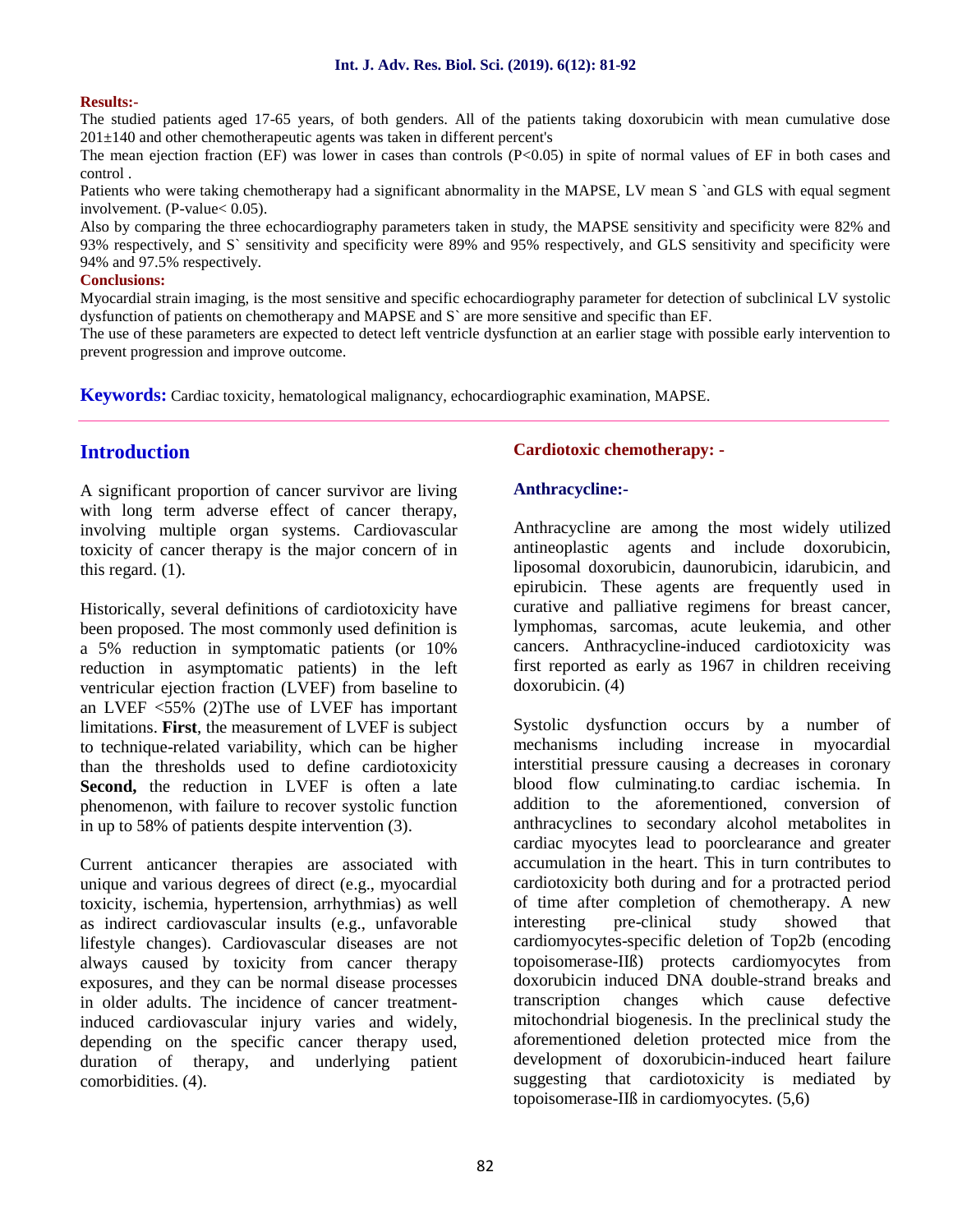**Results:-**

The studied patients aged 17-65 years, of both genders. All of the patients taking doxorubicin with mean cumulative dose 201±140 and other chemotherapeutic agents was taken in different percent's

The mean ejection fraction (EF) was lower in cases than controls ($P<0.05$) in spite of normal values of EF in both cases and control .

Patients who were taking chemotherapy had a significant abnormality in the MAPSE, LV mean S `and GLS with equal segment involvement. (P-value< 0.05).

Also by comparing the three echocardiography parameters taken in study, the MAPSE sensitivity and specificity were 82% and 93% respectively, and S` sensitivity and specificity were 89% and 95% respectively, and GLS sensitivity and specificity were 94% and 97.5% respectively.

**Conclusions:**

Myocardial strain imaging, is the most sensitive and specific echocardiography parameter for detection of subclinical LV systolic dysfunction of patients on chemotherapy and MAPSE and S` are more sensitive and specific than EF.

The use of these parameters are expected to detect left ventricle dysfunction at an earlier stage with possible early intervention to prevent progression and improve outcome.

**Keywords:** Cardiac toxicity, hematological malignancy, echocardiographic examination, MAPSE.

## Introduction

A significant proportion of cancer survivor are living with long term adverse effect of cancer therapy, involving multiple organ systems. Cardiovascular toxicity of cancer therapy is the major concern of in this regard. (1).

Historically, several definitions of cardiotoxicity have been proposed. The most commonly used definition is a 5% reduction in symptomatic patients (or 10% reduction in asymptomatic patients) in the left ventricular ejection fraction (LVEF) from baseline to an LVEF <55% (2)The use of LVEF has important limitations. **First**, the measurement of LVEF is subject to technique-related variability, which can be higher than the thresholds used to define cardiotoxicity **Second,** the reduction in LVEF is often a late phenomenon, with failure to recover systolic function in up to 58% of patients despite intervention (3).

Current anticancer therapies are associated with unique and various degrees of direct (e.g., myocardial toxicity, ischemia, hypertension, arrhythmias) as well as indirect cardiovascular insults (e.g., unfavorable lifestyle changes). Cardiovascular diseases are not always caused by toxicity from cancer therapy exposures, and they can be normal disease processes in older adults. The incidence of cancer treatment-induced cardiovascular injury varies and widely, depending on the specific cancer therapy used, duration of therapy, and underlying patient comorbidities. (4).

### Cardiotoxic chemotherapy: -

#### Anthracycline:-

Anthracycline are among the most widely utilized antineoplastic agents and include doxorubicin, liposomal doxorubicin, daunorubicin, idarubicin, and epirubicin. These agents are frequently used in curative and palliative regimens for breast cancer, lymphomas, sarcomas, acute leukemia, and other cancers. Anthracycline-induced cardiotoxicity was first reported as early as 1967 in children receiving doxorubicin. (4)

Systolic dysfunction occurs by a number of mechanisms including increase in myocardial interstitial pressure causing a decreases in coronary blood flow culminating.to cardiac ischemia. In addition to the aforementioned, conversion of anthracyclines to secondary alcohol metabolites in cardiac myocytes lead to poorclearance and greater accumulation in the heart. This in turn contributes to cardiotoxicity both during and for a protracted period of time after completion of chemotherapy. A new interesting pre-clinical study showed that cardiomyocytes-specific deletion of Top2b (encoding topoisomerase-IIß) protects cardiomyocytes from doxorubicin induced DNA double-strand breaks and transcription changes which cause defective mitochondrial biogenesis. In the preclinical study the aforementioned deletion protected mice from the development of doxorubicin-induced heart failure suggesting that cardiotoxicity is mediated by topoisomerase-IIß in cardiomyocytes. (5,6)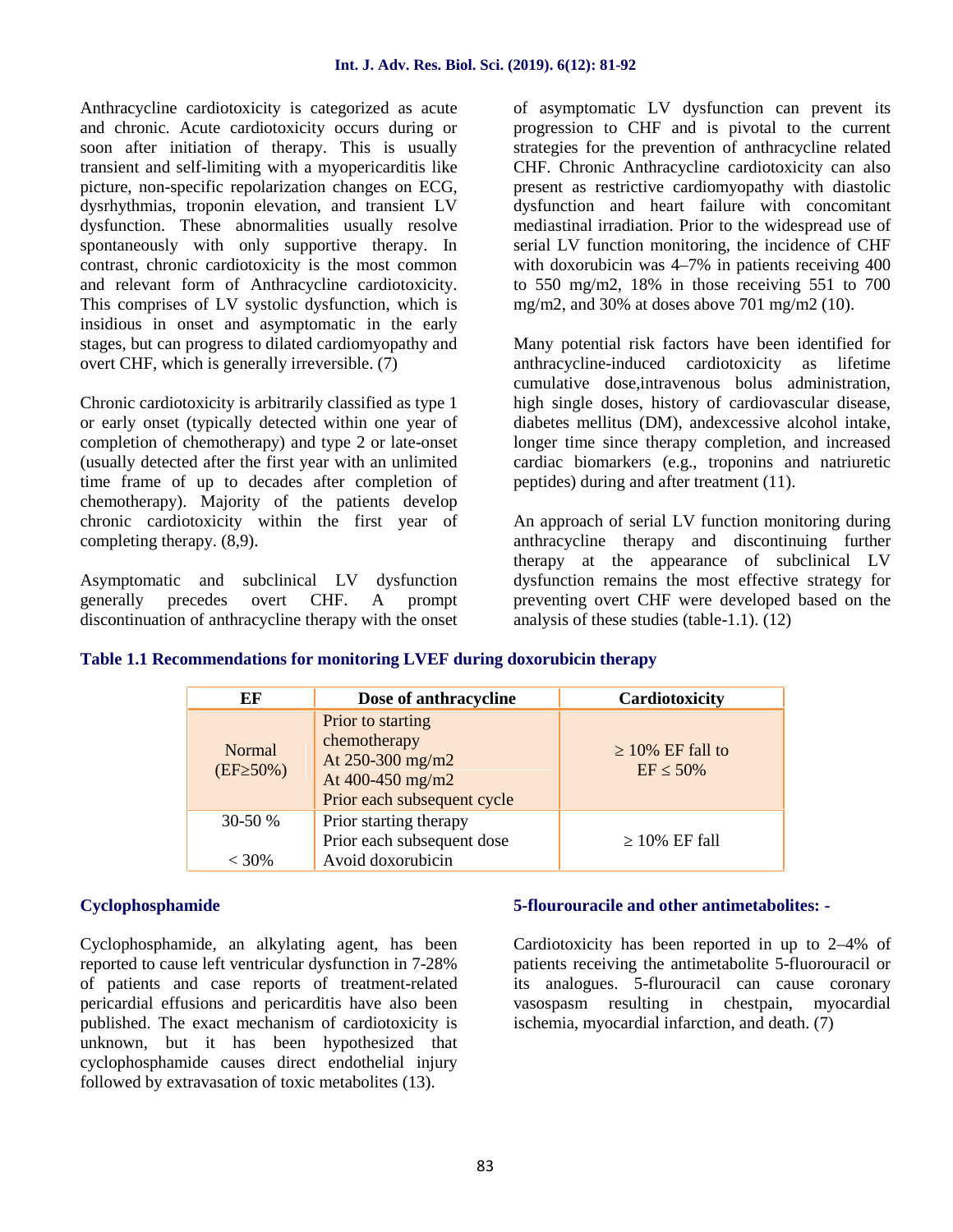Anthracycline cardiotoxicity is categorized as acute and chronic. Acute cardiotoxicity occurs during or soon after initiation of therapy. This is usually transient and self-limiting with a myopericarditis like picture, non-specific repolarization changes on ECG, dysrhythmias, troponin elevation, and transient LV dysfunction. These abnormalities usually resolve spontaneously with only supportive therapy. In contrast, chronic cardiotoxicity is the most common and relevant form of Anthracycline cardiotoxicity. This comprises of LV systolic dysfunction, which is insidious in onset and asymptomatic in the early stages, but can progress to dilated cardiomyopathy and overt CHF, which is generally irreversible. (7)

Chronic cardiotoxicity is arbitrarily classified as type 1 or early onset (typically detected within one year of completion of chemotherapy) and type 2 or late-onset (usually detected after the first year with an unlimited time frame of up to decades after completion of chemotherapy). Majority of the patients develop chronic cardiotoxicity within the first year of completing therapy. (8,9).

Asymptomatic and subclinical LV dysfunction generally precedes overt CHF. A prompt discontinuation of anthracycline therapy with the onset of asymptomatic LV dysfunction can prevent its progression to CHF and is pivotal to the current strategies for the prevention of anthracycline related CHF. Chronic Anthracycline cardiotoxicity can also present as restrictive cardiomyopathy with diastolic dysfunction and heart failure with concomitant mediastinal irradiation. Prior to the widespread use of serial LV function monitoring, the incidence of CHF with doxorubicin was 4–7% in patients receiving 400 to 550 mg/m2, 18% in those receiving 551 to 700 mg/m2, and 30% at doses above 701 mg/m2 (10).

Many potential risk factors have been identified for anthracycline-induced cardiotoxicity as lifetime cumulative dose,intravenous bolus administration, high single doses, history of cardiovascular disease, diabetes mellitus (DM), andexcessive alcohol intake, longer time since therapy completion, and increased cardiac biomarkers (e.g., troponins and natriuretic peptides) during and after treatment (11).

An approach of serial LV function monitoring during anthracycline therapy and discontinuing further therapy at the appearance of subclinical LV dysfunction remains the most effective strategy for preventing overt CHF were developed based on the analysis of these studies (table-1.1). (12)

**Table 1.1 Recommendations for monitoring LVEF during doxorubicin therapy**

| EF | Dose of anthracycline | Cardiotoxicity |
|---|---|---|
| Normal (EF≥50%) | Prior to starting chemotherapy<br>At 250-300 mg/m2<br>At 400-450 mg/m2<br>Prior each subsequent cycle | ≥ 10% EF fall to EF ≤ 50% |
| 30-50 % | Prior starting therapy<br>Prior each subsequent dose | ≥ 10% EF fall |
| < 30% | Avoid doxorubicin | |

### Cyclophosphamide

Cyclophosphamide, an alkylating agent, has been reported to cause left ventricular dysfunction in 7-28% of patients and case reports of treatment-related pericardial effusions and pericarditis have also been published. The exact mechanism of cardiotoxicity is unknown, but it has been hypothesized that cyclophosphamide causes direct endothelial injury followed by extravasation of toxic metabolites (13).

### 5-flourouracile and other antimetabolites: -

Cardiotoxicity has been reported in up to 2–4% of patients receiving the antimetabolite 5-fluorouracil or its analogues. 5-flurouracil can cause coronary vasospasm resulting in chestpain, myocardial ischemia, myocardial infarction, and death. (7)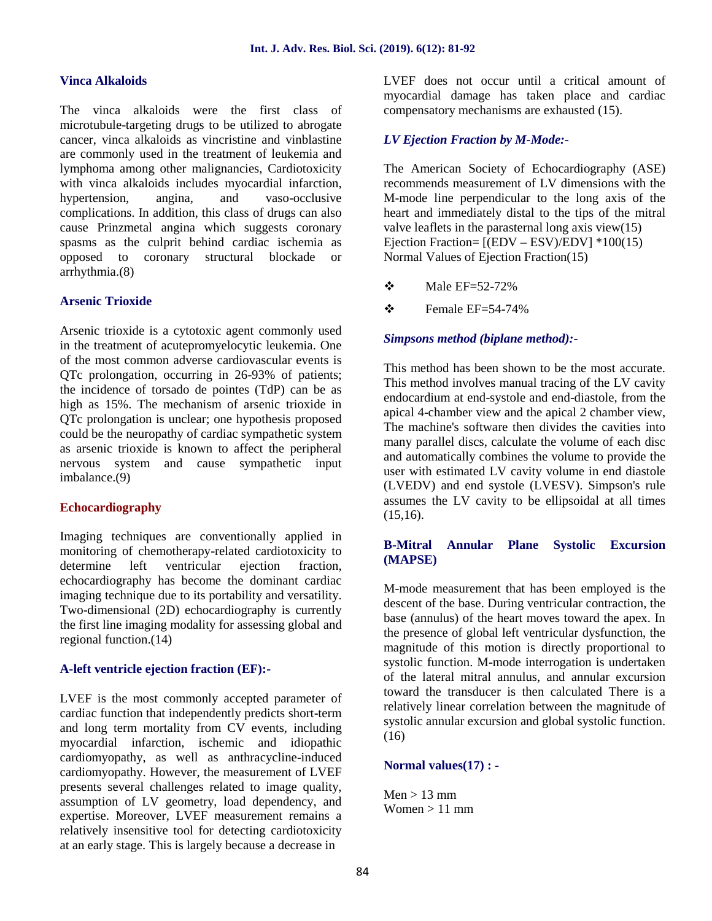### Vinca Alkaloids

The vinca alkaloids were the first class of microtubule-targeting drugs to be utilized to abrogate cancer, vinca alkaloids as vincristine and vinblastine are commonly used in the treatment of leukemia and lymphoma among other malignancies, Cardiotoxicity with vinca alkaloids includes myocardial infarction, hypertension, angina, and vaso-occlusive complications. In addition, this class of drugs can also cause Prinzmetal angina which suggests coronary spasms as the culprit behind cardiac ischemia as opposed to coronary structural blockade or arrhythmia.(8)

### Arsenic Trioxide

Arsenic trioxide is a cytotoxic agent commonly used in the treatment of acutepromyelocytic leukemia. One of the most common adverse cardiovascular events is QTc prolongation, occurring in 26-93% of patients; the incidence of torsado de pointes (TdP) can be as high as 15%. The mechanism of arsenic trioxide in QTc prolongation is unclear; one hypothesis proposed could be the neuropathy of cardiac sympathetic system as arsenic trioxide is known to affect the peripheral nervous system and cause sympathetic input imbalance.(9)

## Echocardiography

Imaging techniques are conventionally applied in monitoring of chemotherapy-related cardiotoxicity to determine left ventricular ejection fraction, echocardiography has become the dominant cardiac imaging technique due to its portability and versatility. Two-dimensional (2D) echocardiography is currently the first line imaging modality for assessing global and regional function.(14)

### A-left ventricle ejection fraction (EF):-

LVEF is the most commonly accepted parameter of cardiac function that independently predicts short-term and long term mortality from CV events, including myocardial infarction, ischemic and idiopathic cardiomyopathy, as well as anthracycline-induced cardiomyopathy. However, the measurement of LVEF presents several challenges related to image quality, assumption of LV geometry, load dependency, and expertise. Moreover, LVEF measurement remains a relatively insensitive tool for detecting cardiotoxicity at an early stage. This is largely because a decrease in LVEF does not occur until a critical amount of myocardial damage has taken place and cardiac compensatory mechanisms are exhausted (15).

### *LV Ejection Fraction by M-Mode:-*

The American Society of Echocardiography (ASE) recommends measurement of LV dimensions with the M-mode line perpendicular to the long axis of the heart and immediately distal to the tips of the mitral valve leaflets in the parasternal long axis view(15)
Ejection Fraction= [(EDV – ESV)/EDV] *100(15)
Normal Values of Ejection Fraction(15)

- Male EF=52-72%
- Female EF=54-74%

### *Simpsons method (biplane method):-*

This method has been shown to be the most accurate. This method involves manual tracing of the LV cavity endocardium at end-systole and end-diastole, from the apical 4-chamber view and the apical 2 chamber view, The machine's software then divides the cavities into many parallel discs, calculate the volume of each disc and automatically combines the volume to provide the user with estimated LV cavity volume in end diastole (LVEDV) and end systole (LVESV). Simpson's rule assumes the LV cavity to be ellipsoidal at all times (15,16).

### B-Mitral Annular Plane Systolic Excursion (MAPSE)

M-mode measurement that has been employed is the descent of the base. During ventricular contraction, the base (annulus) of the heart moves toward the apex. In the presence of global left ventricular dysfunction, the magnitude of this motion is directly proportional to systolic function. M-mode interrogation is undertaken of the lateral mitral annulus, and annular excursion toward the transducer is then calculated There is a relatively linear correlation between the magnitude of systolic annular excursion and global systolic function.(16)

### Normal values(17) : -

Men > 13 mm
Women > 11 mm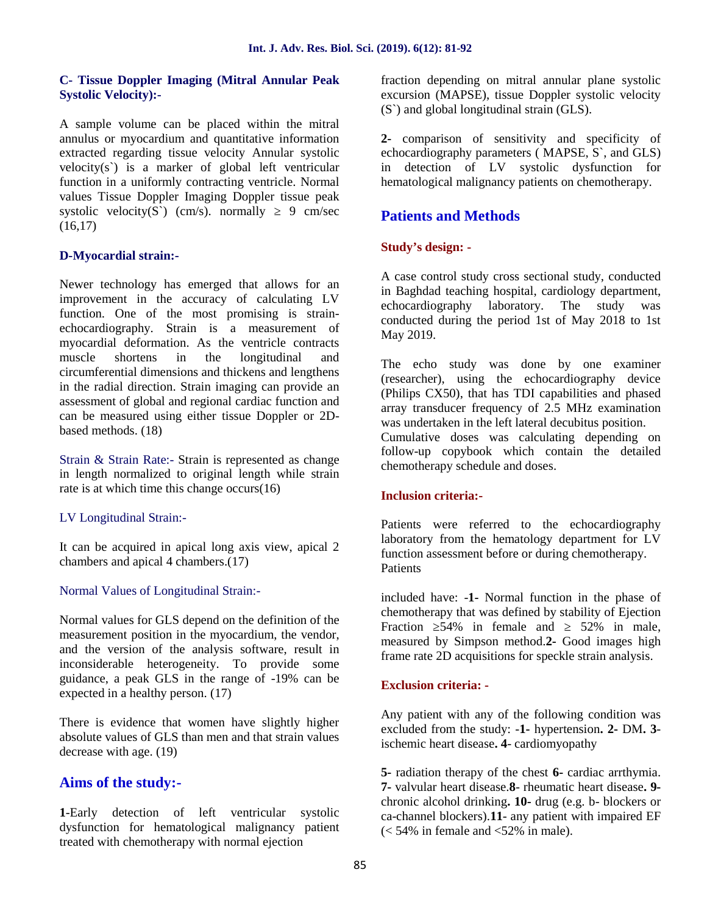### C- Tissue Doppler Imaging (Mitral Annular Peak Systolic Velocity):-

A sample volume can be placed within the mitral annulus or myocardium and quantitative information extracted regarding tissue velocity Annular systolic velocity(s`) is a marker of global left ventricular function in a uniformly contracting ventricle. Normal values Tissue Doppler Imaging Doppler tissue peak systolic velocity(S`) (cm/s). normally ≥ 9 cm/sec (16,17)

### D-Myocardial strain:-

Newer technology has emerged that allows for an improvement in the accuracy of calculating LV function. One of the most promising is strain-echocardiography. Strain is a measurement of myocardial deformation. As the ventricle contracts muscle shortens in the longitudinal and circumferential dimensions and thickens and lengthens in the radial direction. Strain imaging can provide an assessment of global and regional cardiac function and can be measured using either tissue Doppler or 2D-based methods. (18)

Strain & Strain Rate:- Strain is represented as change in length normalized to original length while strain rate is at which time this change occurs(16)

LV Longitudinal Strain:-

It can be acquired in apical long axis view, apical 2 chambers and apical 4 chambers.(17)

Normal Values of Longitudinal Strain:-

Normal values for GLS depend on the definition of the measurement position in the myocardium, the vendor, and the version of the analysis software, result in inconsiderable heterogeneity. To provide some guidance, a peak GLS in the range of -19% can be expected in a healthy person. (17)

There is evidence that women have slightly higher absolute values of GLS than men and that strain values decrease with age. (19)

## Aims of the study:-

**1**-Early detection of left ventricular systolic dysfunction for hematological malignancy patient treated with chemotherapy with normal ejection fraction depending on mitral annular plane systolic excursion (MAPSE), tissue Doppler systolic velocity (S`) and global longitudinal strain (GLS).

**2-** comparison of sensitivity and specificity of echocardiography parameters ( MAPSE, S`, and GLS) in detection of LV systolic dysfunction for hematological malignancy patients on chemotherapy.

## Patients and Methods

### Study's design: -

A case control study cross sectional study, conducted in Baghdad teaching hospital, cardiology department, echocardiography laboratory. The study was conducted during the period 1st of May 2018 to 1st May 2019.

The echo study was done by one examiner (researcher), using the echocardiography device (Philips CX50), that has TDI capabilities and phased array transducer frequency of 2.5 MHz examination was undertaken in the left lateral decubitus position.
Cumulative doses was calculating depending on follow-up copybook which contain the detailed chemotherapy schedule and doses.

### Inclusion criteria:-

Patients were referred to the echocardiography laboratory from the hematology department for LV function assessment before or during chemotherapy.
Patients

included have: -**1-** Normal function in the phase of chemotherapy that was defined by stability of Ejection Fraction ≥54% in female and ≥ 52% in male, measured by Simpson method.**2-** Good images high frame rate 2D acquisitions for speckle strain analysis.

### Exclusion criteria: -

Any patient with any of the following condition was excluded from the study: -**1-** hypertension**. 2-** DM**. 3-** ischemic heart disease**. 4-** cardiomyopathy

**5-** radiation therapy of the chest **6-** cardiac arrthymia. **7-** valvular heart disease.**8-** rheumatic heart disease**. 9-** chronic alcohol drinking**. 10-** drug (e.g. b- blockers or ca-channel blockers).**11**- any patient with impaired EF (< 54% in female and <52% in male).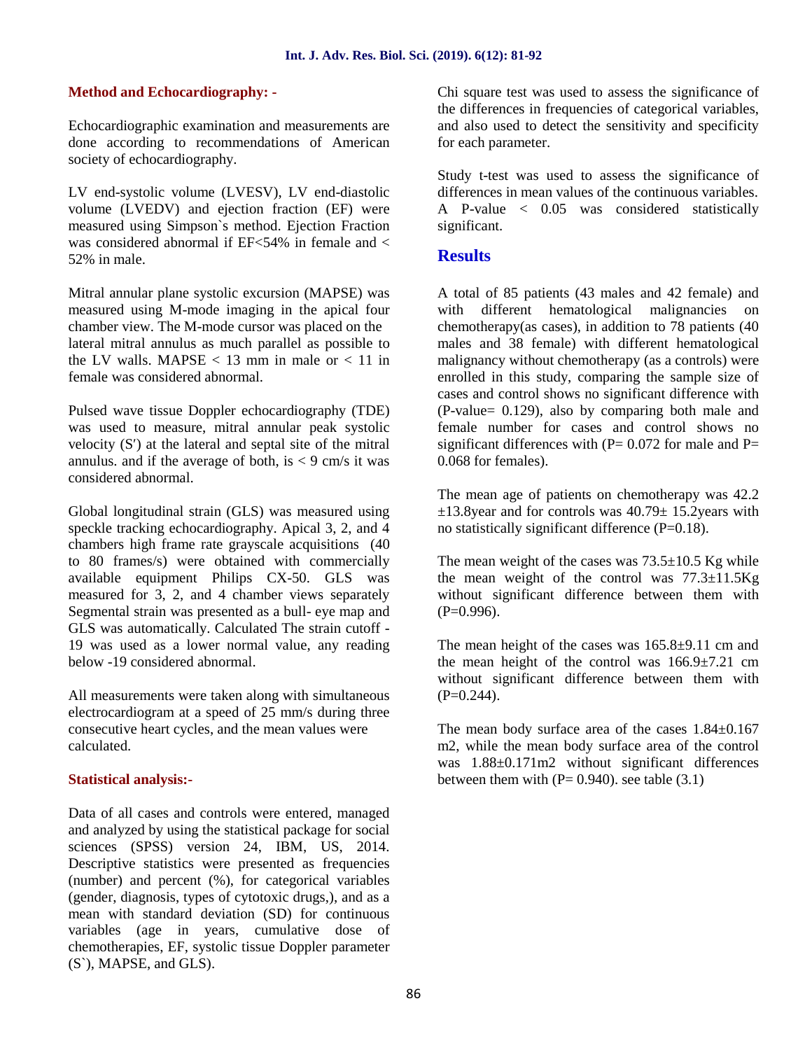### Method and Echocardiography: -

Echocardiographic examination and measurements are done according to recommendations of American society of echocardiography.

LV end-systolic volume (LVESV), LV end-diastolic volume (LVEDV) and ejection fraction (EF) were measured using Simpson`s method. Ejection Fraction was considered abnormal if EF<54% in female and < 52% in male.

Mitral annular plane systolic excursion (MAPSE) was measured using M-mode imaging in the apical four chamber view. The M-mode cursor was placed on the lateral mitral annulus as much parallel as possible to the LV walls. MAPSE < 13 mm in male or < 11 in female was considered abnormal.

Pulsed wave tissue Doppler echocardiography (TDE) was used to measure, mitral annular peak systolic velocity (S′) at the lateral and septal site of the mitral annulus. and if the average of both, is < 9 cm/s it was considered abnormal.

Global longitudinal strain (GLS) was measured using speckle tracking echocardiography. Apical 3, 2, and 4 chambers high frame rate grayscale acquisitions (40 to 80 frames/s) were obtained with commercially available equipment Philips CX-50. GLS was measured for 3, 2, and 4 chamber views separately Segmental strain was presented as a bull- eye map and GLS was automatically. Calculated The strain cutoff -19 was used as a lower normal value, any reading below -19 considered abnormal.

All measurements were taken along with simultaneous electrocardiogram at a speed of 25 mm/s during three consecutive heart cycles, and the mean values were calculated.

### Statistical analysis:-

Data of all cases and controls were entered, managed and analyzed by using the statistical package for social sciences (SPSS) version 24, IBM, US, 2014. Descriptive statistics were presented as frequencies (number) and percent (%), for categorical variables (gender, diagnosis, types of cytotoxic drugs,), and as a mean with standard deviation (SD) for continuous variables (age in years, cumulative dose of chemotherapies, EF, systolic tissue Doppler parameter (S`), MAPSE, and GLS).

Chi square test was used to assess the significance of the differences in frequencies of categorical variables, and also used to detect the sensitivity and specificity for each parameter.

Study t-test was used to assess the significance of differences in mean values of the continuous variables. A P-value < 0.05 was considered statistically significant.

## Results

A total of 85 patients (43 males and 42 female) and with different hematological malignancies on chemotherapy(as cases), in addition to 78 patients (40 males and 38 female) with different hematological malignancy without chemotherapy (as a controls) were enrolled in this study, comparing the sample size of cases and control shows no significant difference with (P-value= 0.129), also by comparing both male and female number for cases and control shows no significant differences with (P= 0.072 for male and P= 0.068 for females).

The mean age of patients on chemotherapy was 42.2 ±13.8year and for controls was 40.79± 15.2years with no statistically significant difference (P=0.18).

The mean weight of the cases was 73.5±10.5 Kg while the mean weight of the control was 77.3±11.5Kg without significant difference between them with (P=0.996).

The mean height of the cases was 165.8±9.11 cm and the mean height of the control was 166.9±7.21 cm without significant difference between them with (P=0.244).

The mean body surface area of the cases 1.84±0.167 m2, while the mean body surface area of the control was 1.88±0.171m2 without significant differences between them with (P= 0.940). see table (3.1)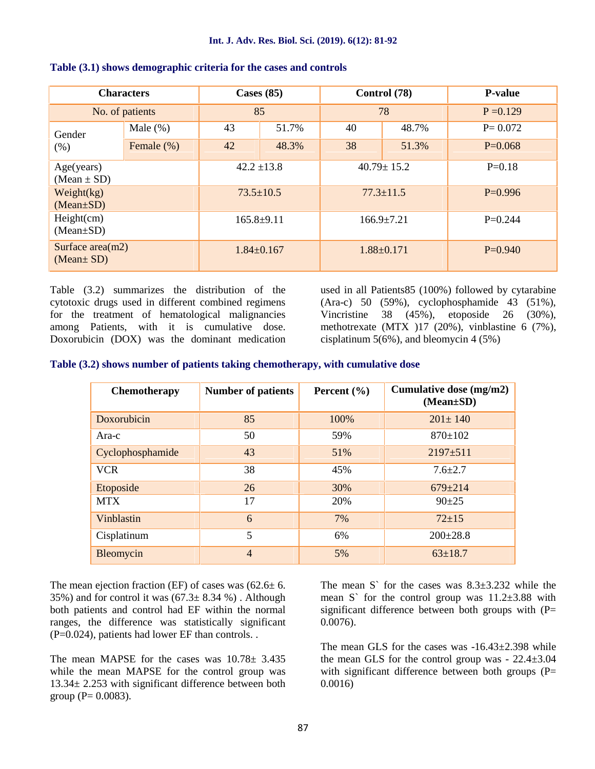**Table (3.1) shows demographic criteria for the cases and controls**

| Characters | | Cases (85) | | Control (78) | | P-value |
|---|---|---|---|---|---|---|
| No. of patients | | 85 | | 78 | | P =0.129 |
| Gender (%) | Male (%) | 43 | 51.7% | 40 | 48.7% | P= 0.072 |
| | Female (%) | 42 | 48.3% | 38 | 51.3% | P=0.068 |
| Age(years) (Mean ± SD) | | 42.2 ±13.8 | | 40.79± 15.2 | | P=0.18 |
| Weight(kg) (Mean±SD) | | 73.5±10.5 | | 77.3±11.5 | | P=0.996 |
| Height(cm) (Mean±SD) | | 165.8±9.11 | | 166.9±7.21 | | P=0.244 |
| Surface area(m2) (Mean± SD) | | 1.84±0.167 | | 1.88±0.171 | | P=0.940 |

Table (3.2) summarizes the distribution of the cytotoxic drugs used in different combined regimens for the treatment of hematological malignancies among Patients, with it is cumulative dose. Doxorubicin (DOX) was the dominant medication used in all Patients85 (100%) followed by cytarabine (Ara-c) 50 (59%), cyclophosphamide 43 (51%), Vincristine 38 (45%), etoposide 26 (30%), methotrexate (MTX )17 (20%), vinblastine 6 (7%), cisplatinum 5(6%), and bleomycin 4 (5%)

**Table (3.2) shows number of patients taking chemotherapy, with cumulative dose**

| Chemotherapy | Number of patients | Percent (%) | Cumulative dose (mg/m2) (Mean±SD) |
|---|---|---|---|
| Doxorubicin | 85 | 100% | 201± 140 |
| Ara-c | 50 | 59% | 870±102 |
| Cyclophosphamide | 43 | 51% | 2197±511 |
| VCR | 38 | 45% | 7.6±2.7 |
| Etoposide | 26 | 30% | 679±214 |
| MTX | 17 | 20% | 90±25 |
| Vinblastin | 6 | 7% | 72±15 |
| Cisplatinum | 5 | 6% | 200±28.8 |
| Bleomycin | 4 | 5% | 63±18.7 |

The mean ejection fraction (EF) of cases was (62.6± 6. 35%) and for control it was (67.3± 8.34 %) . Although both patients and control had EF within the normal ranges, the difference was statistically significant (P=0.024), patients had lower EF than controls. .

The mean MAPSE for the cases was 10.78± 3.435 while the mean MAPSE for the control group was 13.34± 2.253 with significant difference between both group (P= 0.0083).

The mean S` for the cases was 8.3±3.232 while the mean S` for the control group was 11.2±3.88 with significant difference between both groups with (P= 0.0076).

The mean GLS for the cases was -16.43±2.398 while the mean GLS for the control group was - 22.4±3.04 with significant difference between both groups (P= 0.0016)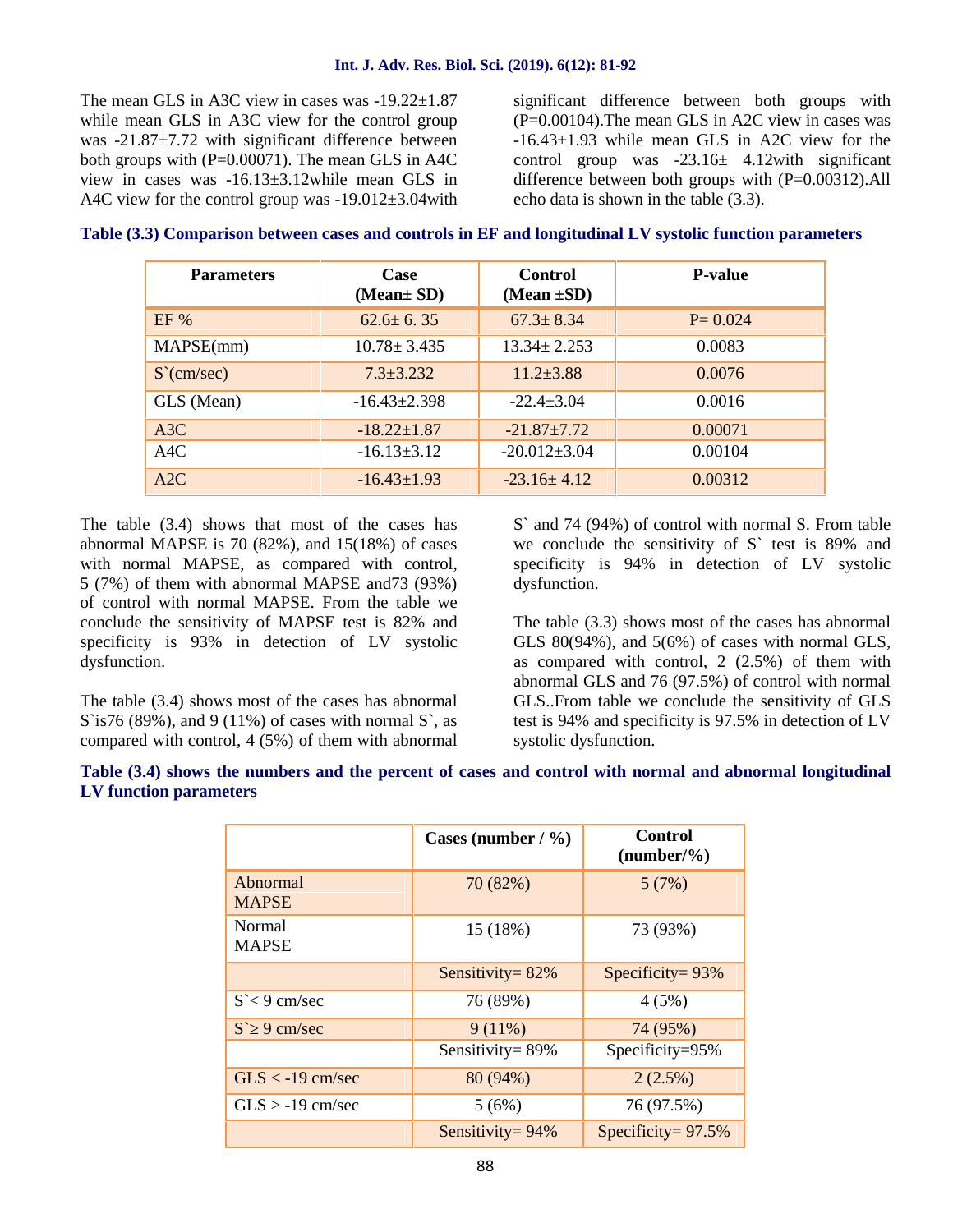The mean GLS in A3C view in cases was -19.22±1.87 while mean GLS in A3C view for the control group was -21.87±7.72 with significant difference between both groups with (P=0.00071). The mean GLS in A4C view in cases was -16.13±3.12while mean GLS in A4C view for the control group was -19.012±3.04with significant difference between both groups with (P=0.00104).The mean GLS in A2C view in cases was -16.43±1.93 while mean GLS in A2C view for the control group was -23.16± 4.12with significant difference between both groups with (P=0.00312).All echo data is shown in the table (3.3).

**Table (3.3) Comparison between cases and controls in EF and longitudinal LV systolic function parameters**

| Parameters | Case (Mean± SD) | Control (Mean ±SD) | P-value |
|---|---|---|---|
| EF % | 62.6± 6. 35 | 67.3± 8.34 | P= 0.024 |
| MAPSE(mm) | 10.78± 3.435 | 13.34± 2.253 | 0.0083 |
| S`(cm/sec) | 7.3±3.232 | 11.2±3.88 | 0.0076 |
| GLS (Mean) | -16.43±2.398 | -22.4±3.04 | 0.0016 |
| A3C | -18.22±1.87 | -21.87±7.72 | 0.00071 |
| A4C | -16.13±3.12 | -20.012±3.04 | 0.00104 |
| A2C | -16.43±1.93 | -23.16± 4.12 | 0.00312 |

The table (3.4) shows that most of the cases has abnormal MAPSE is 70 (82%), and 15(18%) of cases with normal MAPSE, as compared with control, 5 (7%) of them with abnormal MAPSE and73 (93%) of control with normal MAPSE. From the table we conclude the sensitivity of MAPSE test is 82% and specificity is 93% in detection of LV systolic dysfunction.

The table (3.4) shows most of the cases has abnormal S`is76 (89%), and 9 (11%) of cases with normal S`, as compared with control, 4 (5%) of them with abnormal S` and 74 (94%) of control with normal S. From table we conclude the sensitivity of S` test is 89% and specificity is 94% in detection of LV systolic dysfunction.

The table (3.3) shows most of the cases has abnormal GLS 80(94%), and 5(6%) of cases with normal GLS, as compared with control, 2 (2.5%) of them with abnormal GLS and 76 (97.5%) of control with normal GLS..From table we conclude the sensitivity of GLS test is 94% and specificity is 97.5% in detection of LV systolic dysfunction.

**Table (3.4) shows the numbers and the percent of cases and control with normal and abnormal longitudinal LV function parameters**

| | Cases (number / %) | Control (number/%) |
|---|---|---|
| Abnormal MAPSE | 70 (82%) | 5 (7%) |
| Normal MAPSE | 15 (18%) | 73 (93%) |
| | Sensitivity= 82% | Specificity= 93% |
| S`< 9 cm/sec | 76 (89%) | 4 (5%) |
| S`≥ 9 cm/sec | 9 (11%) | 74 (95%) |
| | Sensitivity= 89% | Specificity=95% |
| GLS < -19 cm/sec | 80 (94%) | 2 (2.5%) |
| GLS ≥ -19 cm/sec | 5 (6%) | 76 (97.5%) |
| | Sensitivity= 94% | Specificity= 97.5% |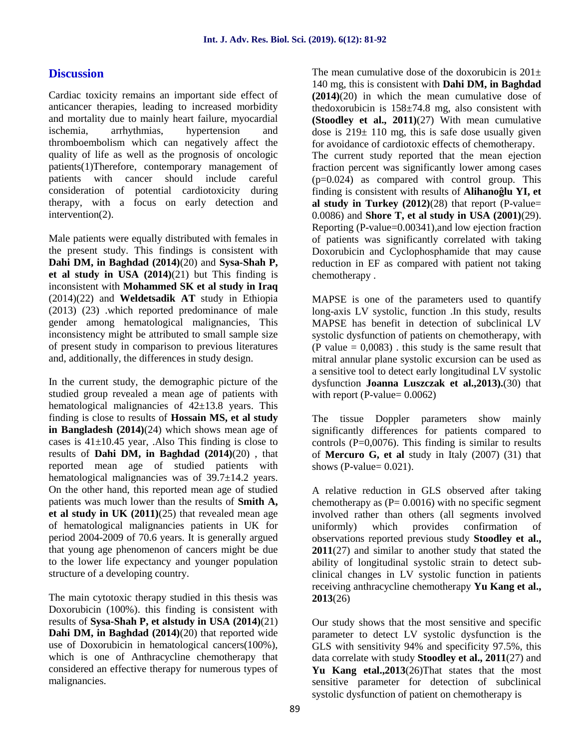## Discussion

Cardiac toxicity remains an important side effect of anticancer therapies, leading to increased morbidity and mortality due to mainly heart failure, myocardial ischemia, arrhythmias, hypertension and thromboembolism which can negatively affect the quality of life as well as the prognosis of oncologic patients(1)Therefore, contemporary management of patients with cancer should include careful consideration of potential cardiotoxicity during therapy, with a focus on early detection and intervention(2).

Male patients were equally distributed with females in the present study. This findings is consistent with **Dahi DM, in Baghdad (2014)**(20) and **Sysa-Shah P, et al study in USA (2014)**(21) but This finding is inconsistent with **Mohammed SK et al study in Iraq** (2014)(22) and **Weldetsadik AT** study in Ethiopia (2013) (23) .which reported predominance of male gender among hematological malignancies, This inconsistency might be attributed to small sample size of present study in comparison to previous literatures and, additionally, the differences in study design.

In the current study, the demographic picture of the studied group revealed a mean age of patients with hematological malignancies of 42±13.8 years. This finding is close to results of **Hossain MS, et al study in Bangladesh (2014)**(24) which shows mean age of cases is 41±10.45 year, .Also This finding is close to results of **Dahi DM, in Baghdad (2014)**(20) , that reported mean age of studied patients with hematological malignancies was of 39.7±14.2 years. On the other hand, this reported mean age of studied patients was much lower than the results of **Smith A, et al study in UK (2011)**(25) that revealed mean age of hematological malignancies patients in UK for period 2004-2009 of 70.6 years. It is generally argued that young age phenomenon of cancers might be due to the lower life expectancy and younger population structure of a developing country.

The main cytotoxic therapy studied in this thesis was Doxorubicin (100%). this finding is consistent with results of **Sysa-Shah P, et alstudy in USA (2014)**(21) **Dahi DM, in Baghdad (2014)**(20) that reported wide use of Doxorubicin in hematological cancers(100%), which is one of Anthracycline chemotherapy that considered an effective therapy for numerous types of malignancies.

The mean cumulative dose of the doxorubicin is 201± 140 mg, this is consistent with **Dahi DM, in Baghdad (2014)**(20) in which the mean cumulative dose of thedoxorubicin is 158±74.8 mg, also consistent with **(Stoodley et al., 2011)**(27) With mean cumulative dose is 219± 110 mg, this is safe dose usually given for avoidance of cardiotoxic effects of chemotherapy.
The current study reported that the mean ejection fraction percent was significantly lower among cases (p=0.024) as compared with control group. This finding is consistent with results of **Alihanoĝlu YI, et al study in Turkey (2012)**(28) that report (P-value= 0.0086) and **Shore T, et al study in USA (2001)**(29). Reporting (P-value=0.00341),and low ejection fraction of patients was significantly correlated with taking Doxorubicin and Cyclophosphamide that may cause reduction in EF as compared with patient not taking chemotherapy .

MAPSE is one of the parameters used to quantify long-axis LV systolic, function .In this study, results MAPSE has benefit in detection of subclinical LV systolic dysfunction of patients on chemotherapy, with (P value = 0,0083) . this study is the same result that mitral annular plane systolic excursion can be used as a sensitive tool to detect early longitudinal LV systolic dysfunction **Joanna Luszczak et al.,2013).**(30) that with report (P-value= 0.0062)

The tissue Doppler parameters show mainly significantly differences for patients compared to controls (P=0,0076). This finding is similar to results of **Mercuro G, et al** study in Italy (2007) (31) that shows (P-value= 0.021).

A relative reduction in GLS observed after taking chemotherapy as (P= 0.0016) with no specific segment involved rather than others (all segments involved uniformly) which provides confirmation of observations reported previous study **Stoodley et al., 2011**(27) and similar to another study that stated the ability of longitudinal systolic strain to detect sub-clinical changes in LV systolic function in patients receiving anthracycline chemotherapy **Yu Kang et al., 2013**(26)

Our study shows that the most sensitive and specific parameter to detect LV systolic dysfunction is the GLS with sensitivity 94% and specificity 97.5%, this data correlate with study **Stoodley et al., 2011**(27) and **Yu Kang etal.,2013**(26)That states that the most sensitive parameter for detection of subclinical systolic dysfunction of patient on chemotherapy is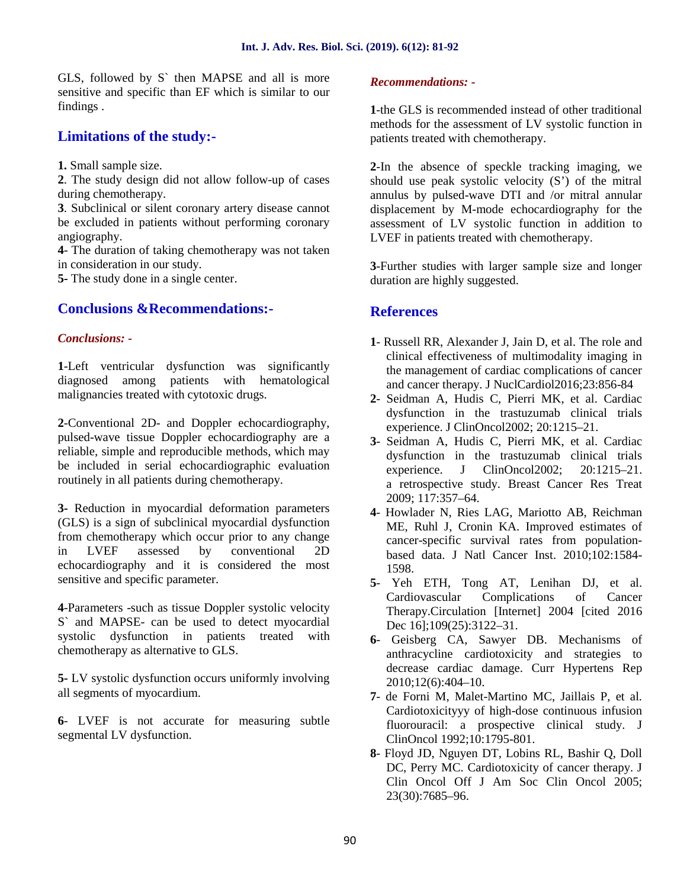GLS, followed by S` then MAPSE and all is more sensitive and specific than EF which is similar to our findings .

## Limitations of the study:-

**1.** Small sample size.
**2**. The study design did not allow follow-up of cases during chemotherapy.
**3**. Subclinical or silent coronary artery disease cannot be excluded in patients without performing coronary angiography.
**4**- The duration of taking chemotherapy was not taken in consideration in our study.
**5**- The study done in a single center.

## Conclusions &Recommendations:-

### *Conclusions: -*

**1**-Left ventricular dysfunction was significantly diagnosed among patients with hematological malignancies treated with cytotoxic drugs.

**2**-Conventional 2D- and Doppler echocardiography, pulsed-wave tissue Doppler echocardiography are a reliable, simple and reproducible methods, which may be included in serial echocardiographic evaluation routinely in all patients during chemotherapy.

**3-** Reduction in myocardial deformation parameters (GLS) is a sign of subclinical myocardial dysfunction from chemotherapy which occur prior to any change in LVEF assessed by conventional 2D echocardiography and it is considered the most sensitive and specific parameter.

**4**-Parameters -such as tissue Doppler systolic velocity S` and MAPSE- can be used to detect myocardial systolic dysfunction in patients treated with chemotherapy as alternative to GLS.

**5**- LV systolic dysfunction occurs uniformly involving all segments of myocardium.

**6**- LVEF is not accurate for measuring subtle segmental LV dysfunction.

### *Recommendations: -*

**1**-the GLS is recommended instead of other traditional methods for the assessment of LV systolic function in patients treated with chemotherapy.

**2**-In the absence of speckle tracking imaging, we should use peak systolic velocity (S') of the mitral annulus by pulsed-wave DTI and /or mitral annular displacement by M-mode echocardiography for the assessment of LV systolic function in addition to LVEF in patients treated with chemotherapy.

**3**-Further studies with larger sample size and longer duration are highly suggested.

## References

**1**- Russell RR, Alexander J, Jain D, et al. The role and clinical effectiveness of multimodality imaging in the management of cardiac complications of cancer and cancer therapy. J NuclCardiol2016;23:856-84

**2**- Seidman A, Hudis C, Pierri MK, et al. Cardiac dysfunction in the trastuzumab clinical trials experience. J ClinOncol2002; 20:1215–21.

**3**- Seidman A, Hudis C, Pierri MK, et al. Cardiac dysfunction in the trastuzumab clinical trials experience. J ClinOncol2002; 20:1215–21. a retrospective study. Breast Cancer Res Treat 2009; 117:357–64.

**4**- Howlader N, Ries LAG, Mariotto AB, Reichman ME, Ruhl J, Cronin KA. Improved estimates of cancer-specific survival rates from population-based data. J Natl Cancer Inst. 2010;102:1584-1598.

**5**- Yeh ETH, Tong AT, Lenihan DJ, et al. Cardiovascular Complications of Cancer Therapy.Circulation [Internet] 2004 [cited 2016 Dec 16];109(25):3122–31.

**6**- Geisberg CA, Sawyer DB. Mechanisms of anthracycline cardiotoxicity and strategies to decrease cardiac damage. Curr Hypertens Rep 2010;12(6):404–10.

**7**- de Forni M, Malet-Martino MC, Jaillais P, et al. Cardiotoxicityyy of high-dose continuous infusion fluorouracil: a prospective clinical study. J ClinOncol 1992;10:1795-801.

**8**- Floyd JD, Nguyen DT, Lobins RL, Bashir Q, Doll DC, Perry MC. Cardiotoxicity of cancer therapy. J Clin Oncol Off J Am Soc Clin Oncol 2005; 23(30):7685–96.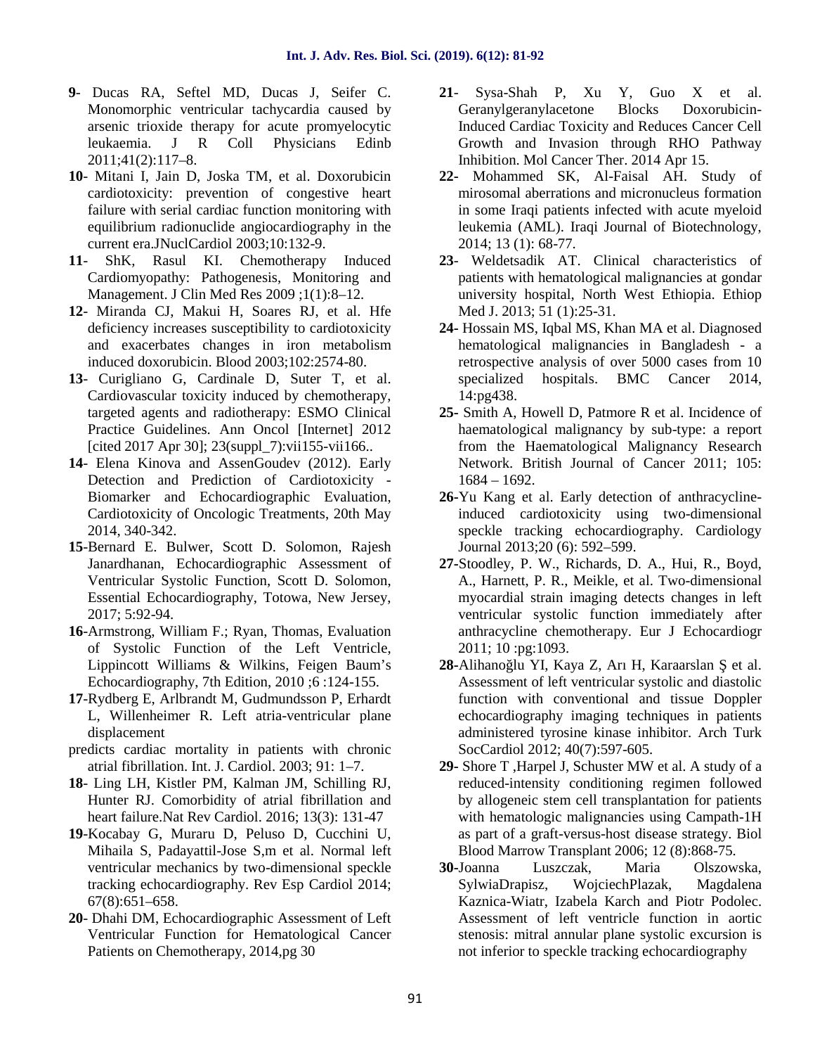**9**- Ducas RA, Seftel MD, Ducas J, Seifer C. Monomorphic ventricular tachycardia caused by arsenic trioxide therapy for acute promyelocytic leukaemia. J R Coll Physicians Edinb 2011;41(2):117–8.

**10**- Mitani I, Jain D, Joska TM, et al. Doxorubicin cardiotoxicity: prevention of congestive heart failure with serial cardiac function monitoring with equilibrium radionuclide angiocardiography in the current era.JNuclCardiol 2003;10:132-9.

**11**- ShK, Rasul KI. Chemotherapy Induced Cardiomyopathy: Pathogenesis, Monitoring and Management. J Clin Med Res 2009 ;1(1):8–12.

**12**- Miranda CJ, Makui H, Soares RJ, et al. Hfe deficiency increases susceptibility to cardiotoxicity and exacerbates changes in iron metabolism induced doxorubicin. Blood 2003;102:2574-80.

**13**- Curigliano G, Cardinale D, Suter T, et al. Cardiovascular toxicity induced by chemotherapy, targeted agents and radiotherapy: ESMO Clinical Practice Guidelines. Ann Oncol [Internet] 2012 [cited 2017 Apr 30]; 23(suppl_7):vii155-vii166..

**14**- Elena Kinova and AssenGoudev (2012). Early Detection and Prediction of Cardiotoxicity - Biomarker and Echocardiographic Evaluation, Cardiotoxicity of Oncologic Treatments, 20th May 2014, 340-342.

**15**-Bernard E. Bulwer, Scott D. Solomon, Rajesh Janardhanan, Echocardiographic Assessment of Ventricular Systolic Function, Scott D. Solomon, Essential Echocardiography, Totowa, New Jersey, 2017; 5:92-94.

**16**-Armstrong, William F.; Ryan, Thomas, Evaluation of Systolic Function of the Left Ventricle, Lippincott Williams & Wilkins, Feigen Baum's Echocardiography, 7th Edition, 2010 ;6 :124-155.

**17**-Rydberg E, Arlbrandt M, Gudmundsson P, Erhardt L, Willenheimer R. Left atria-ventricular plane displacement predicts cardiac mortality in patients with chronic atrial fibrillation. Int. J. Cardiol. 2003; 91: 1–7.

**18**- Ling LH, Kistler PM, Kalman JM, Schilling RJ, Hunter RJ. Comorbidity of atrial fibrillation and heart failure.Nat Rev Cardiol. 2016; 13(3): 131-47

**19**-Kocabay G, Muraru D, Peluso D, Cucchini U, Mihaila S, Padayattil-Jose S,m et al. Normal left ventricular mechanics by two-dimensional speckle tracking echocardiography. Rev Esp Cardiol 2014; 67(8):651–658.

**20**- Dhahi DM, Echocardiographic Assessment of Left Ventricular Function for Hematological Cancer Patients on Chemotherapy, 2014,pg 30

**21**- Sysa-Shah P, Xu Y, Guo X et al. Geranylgeranylacetone Blocks Doxorubicin-Induced Cardiac Toxicity and Reduces Cancer Cell Growth and Invasion through RHO Pathway Inhibition. Mol Cancer Ther. 2014 Apr 15.

**22-** Mohammed SK, Al-Faisal AH. Study of mirosomal aberrations and micronucleus formation in some Iraqi patients infected with acute myeloid leukemia (AML). Iraqi Journal of Biotechnology, 2014; 13 (1): 68-77.

**23**- Weldetsadik AT. Clinical characteristics of patients with hematological malignancies at gondar university hospital, North West Ethiopia. Ethiop Med J. 2013; 51 (1):25-31.

**24-** Hossain MS, Iqbal MS, Khan MA et al. Diagnosed hematological malignancies in Bangladesh - a retrospective analysis of over 5000 cases from 10 specialized hospitals. BMC Cancer 2014, 14:pg438.

**25-** Smith A, Howell D, Patmore R et al. Incidence of haematological malignancy by sub-type: a report from the Haematological Malignancy Research Network. British Journal of Cancer 2011; 105: 1684 – 1692.

**26-**Yu Kang et al. Early detection of anthracycline-induced cardiotoxicity using two-dimensional speckle tracking echocardiography. Cardiology Journal 2013;20 (6): 592–599.

**27-**Stoodley, P. W., Richards, D. A., Hui, R., Boyd, A., Harnett, P. R., Meikle, et al. Two-dimensional myocardial strain imaging detects changes in left ventricular systolic function immediately after anthracycline chemotherapy. Eur J Echocardiogr 2011; 10 :pg:1093.

**28-**Alihanoğlu YI, Kaya Z, Arı H, Karaarslan Ş et al. Assessment of left ventricular systolic and diastolic function with conventional and tissue Doppler echocardiography imaging techniques in patients administered tyrosine kinase inhibitor. Arch Turk SocCardiol 2012; 40(7):597-605.

**29-** Shore T ,Harpel J, Schuster MW et al. A study of a reduced-intensity conditioning regimen followed by allogeneic stem cell transplantation for patients with hematologic malignancies using Campath-1H as part of a graft-versus-host disease strategy. Biol Blood Marrow Transplant 2006; 12 (8):868-75.

**30-**Joanna Luszczak, Maria Olszowska, SylwiaDrapisz, WojciechPlazak, Magdalena Kaznica-Wiatr, Izabela Karch and Piotr Podolec. Assessment of left ventricle function in aortic stenosis: mitral annular plane systolic excursion is not inferior to speckle tracking echocardiography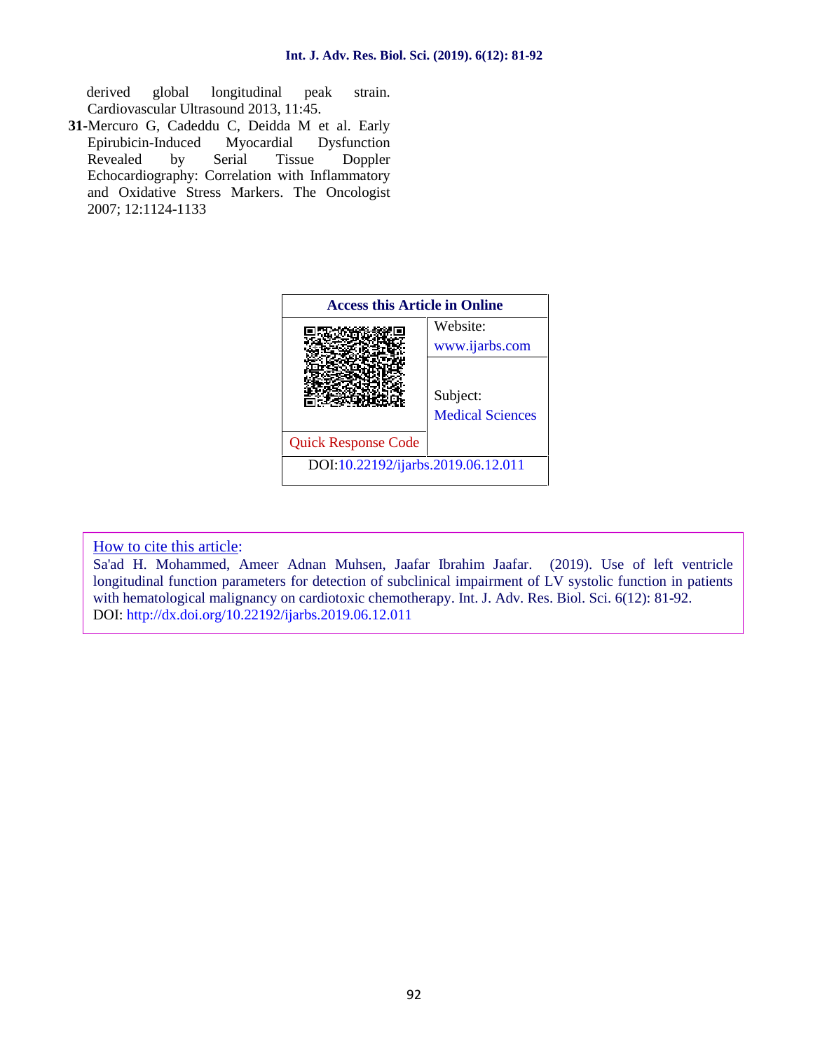derived global longitudinal peak strain. Cardiovascular Ultrasound 2013, 11:45.

**31-**Mercuro G, Cadeddu C, Deidda M et al. Early Epirubicin-Induced Myocardial Dysfunction Revealed by Serial Tissue Doppler Echocardiography: Correlation with Inflammatory and Oxidative Stress Markers. The Oncologist 2007; 12:1124-1133

| Access this Article in Online | |
|---|---|
| | Website: www.ijarbs.com |
| Quick Response Code | Subject: Medical Sciences |
| DOI:10.22192/ijarbs.2019.06.12.011 | |

How to cite this article:

Sa'ad H. Mohammed, Ameer Adnan Muhsen, Jaafar Ibrahim Jaafar. (2019). Use of left ventricle longitudinal function parameters for detection of subclinical impairment of LV systolic function in patients with hematological malignancy on cardiotoxic chemotherapy. Int. J. Adv. Res. Biol. Sci. 6(12): 81-92.
DOI: http://dx.doi.org/10.22192/ijarbs.2019.06.12.011